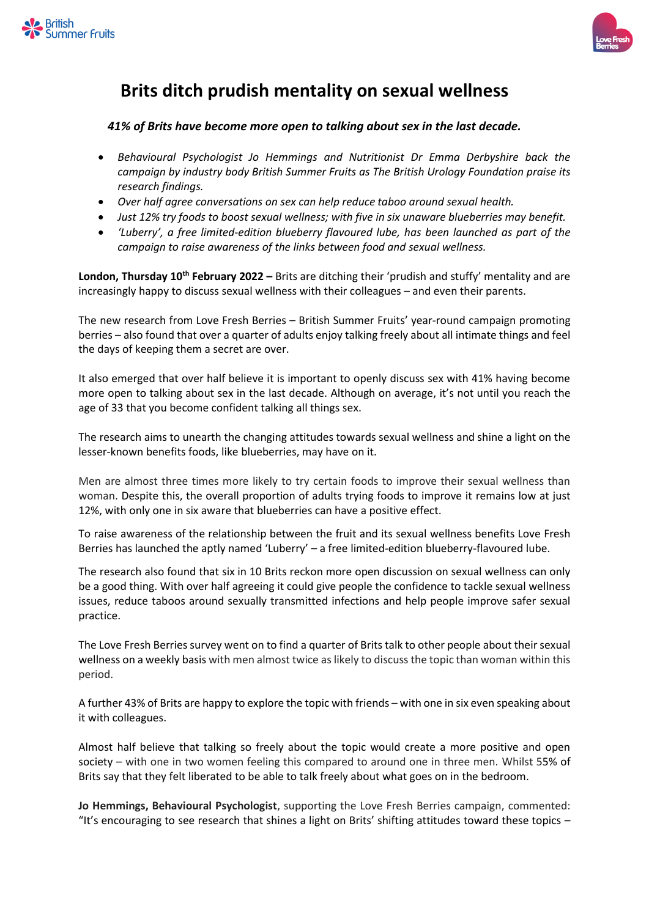# Brits ditch prudish mentality on sexual wellness

***41% of Brits have become more open to talking about sex in the last decade.***

- *Behavioural Psychologist Jo Hemmings and Nutritionist Dr Emma Derbyshire back the campaign by industry body British Summer Fruits as The British Urology Foundation praise its research findings.*
- *Over half agree conversations on sex can help reduce taboo around sexual health.*
- *Just 12% try foods to boost sexual wellness; with five in six unaware blueberries may benefit.*
- *'Luberry', a free limited-edition blueberry flavoured lube, has been launched as part of the campaign to raise awareness of the links between food and sexual wellness.*

**London, Thursday 10th February 2022 –** Brits are ditching their 'prudish and stuffy' mentality and are increasingly happy to discuss sexual wellness with their colleagues – and even their parents.

The new research from Love Fresh Berries – British Summer Fruits' year-round campaign promoting berries – also found that over a quarter of adults enjoy talking freely about all intimate things and feel the days of keeping them a secret are over.

It also emerged that over half believe it is important to openly discuss sex with 41% having become more open to talking about sex in the last decade. Although on average, it's not until you reach the age of 33 that you become confident talking all things sex.

The research aims to unearth the changing attitudes towards sexual wellness and shine a light on the lesser-known benefits foods, like blueberries, may have on it.

Men are almost three times more likely to try certain foods to improve their sexual wellness than woman. Despite this, the overall proportion of adults trying foods to improve it remains low at just 12%, with only one in six aware that blueberries can have a positive effect.

To raise awareness of the relationship between the fruit and its sexual wellness benefits Love Fresh Berries has launched the aptly named 'Luberry' – a free limited-edition blueberry-flavoured lube.

The research also found that six in 10 Brits reckon more open discussion on sexual wellness can only be a good thing. With over half agreeing it could give people the confidence to tackle sexual wellness issues, reduce taboos around sexually transmitted infections and help people improve safer sexual practice.

The Love Fresh Berries survey went on to find a quarter of Brits talk to other people about their sexual wellness on a weekly basis with men almost twice as likely to discuss the topic than woman within this period.

A further 43% of Brits are happy to explore the topic with friends – with one in six even speaking about it with colleagues.

Almost half believe that talking so freely about the topic would create a more positive and open society – with one in two women feeling this compared to around one in three men. Whilst 55% of Brits say that they felt liberated to be able to talk freely about what goes on in the bedroom.

**Jo Hemmings, Behavioural Psychologist**, supporting the Love Fresh Berries campaign, commented: "It's encouraging to see research that shines a light on Brits' shifting attitudes toward these topics –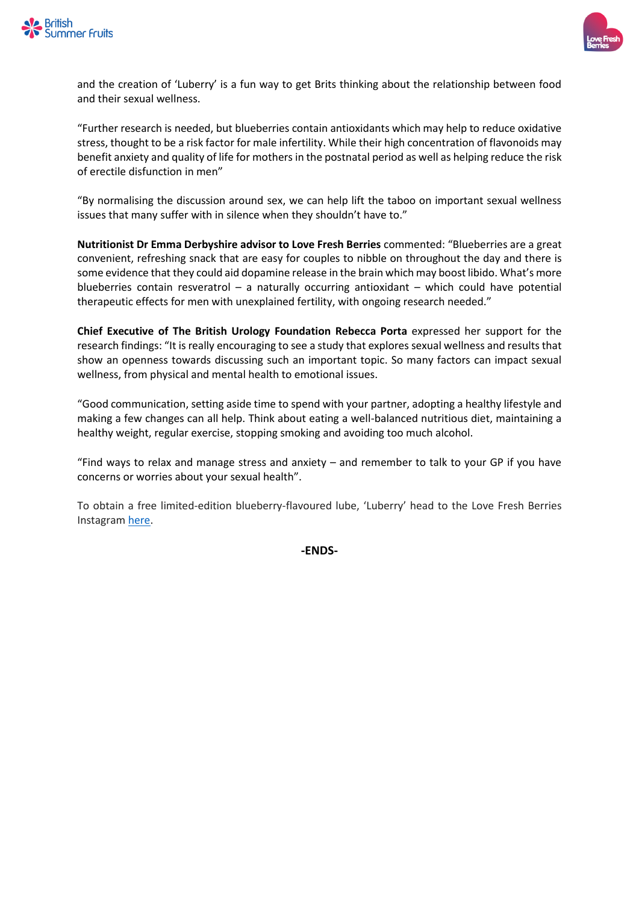and the creation of 'Luberry' is a fun way to get Brits thinking about the relationship between food and their sexual wellness.

"Further research is needed, but blueberries contain antioxidants which may help to reduce oxidative stress, thought to be a risk factor for male infertility. While their high concentration of flavonoids may benefit anxiety and quality of life for mothers in the postnatal period as well as helping reduce the risk of erectile disfunction in men"

"By normalising the discussion around sex, we can help lift the taboo on important sexual wellness issues that many suffer with in silence when they shouldn't have to."

**Nutritionist Dr Emma Derbyshire advisor to Love Fresh Berries** commented: "Blueberries are a great convenient, refreshing snack that are easy for couples to nibble on throughout the day and there is some evidence that they could aid dopamine release in the brain which may boost libido. What's more blueberries contain resveratrol – a naturally occurring antioxidant – which could have potential therapeutic effects for men with unexplained fertility, with ongoing research needed."

**Chief Executive of The British Urology Foundation Rebecca Porta** expressed her support for the research findings: "It is really encouraging to see a study that explores sexual wellness and results that show an openness towards discussing such an important topic. So many factors can impact sexual wellness, from physical and mental health to emotional issues.

"Good communication, setting aside time to spend with your partner, adopting a healthy lifestyle and making a few changes can all help. Think about eating a well-balanced nutritious diet, maintaining a healthy weight, regular exercise, stopping smoking and avoiding too much alcohol.

"Find ways to relax and manage stress and anxiety – and remember to talk to your GP if you have concerns or worries about your sexual health".

To obtain a free limited-edition blueberry-flavoured lube, 'Luberry' head to the Love Fresh Berries Instagram here.

**-ENDS-**